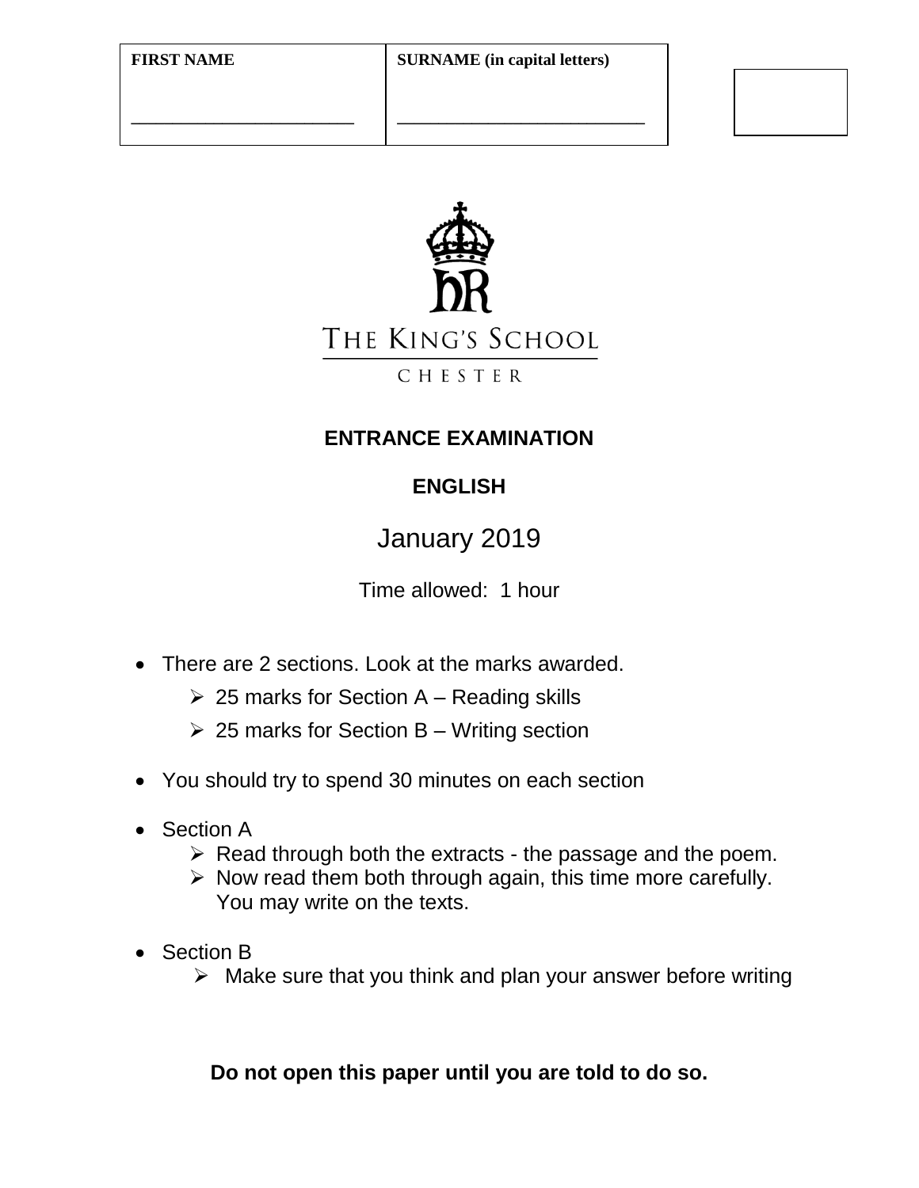| FIRST NAME | SURNAME (in capital letters) |
| --- | --- |
| _____________________ | ________________________ |

THE KING'S SCHOOL

CHESTER

## ENTRANCE EXAMINATION

## ENGLISH

January 2019

Time allowed: 1 hour

- There are 2 sections. Look at the marks awarded.
  - 25 marks for Section A – Reading skills
  - 25 marks for Section B – Writing section
- You should try to spend 30 minutes on each section
- Section A
  - Read through both the extracts - the passage and the poem.
  - Now read them both through again, this time more carefully. You may write on the texts.
- Section B
  - Make sure that you think and plan your answer before writing

**Do not open this paper until you are told to do so.**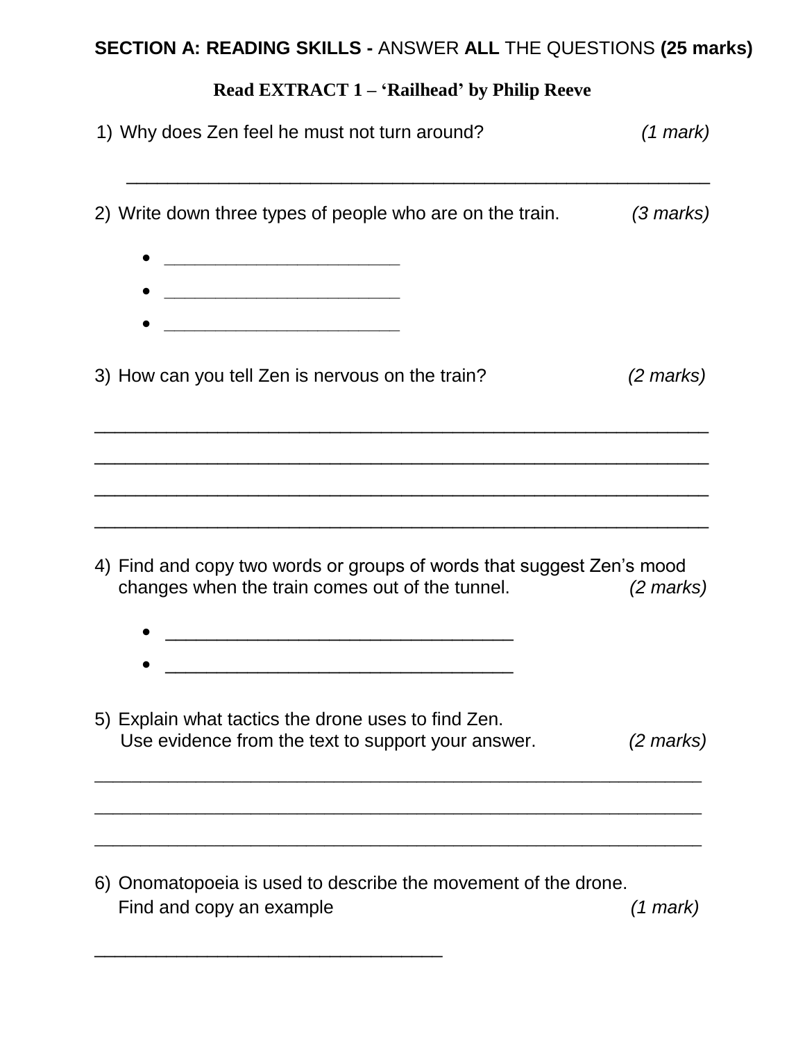**SECTION A: READING SKILLS -** ANSWER **ALL** THE QUESTIONS **(25 marks)**

**Read EXTRACT 1 – 'Railhead' by Philip Reeve**

1) Why does Zen feel he must not turn around? *(1 mark)*

_______________________________________________________

2) Write down three types of people who are on the train. *(3 marks)*

- ______________________
- ______________________
- ______________________

3) How can you tell Zen is nervous on the train? *(2 marks)*

_______________________________________________________

_______________________________________________________

_______________________________________________________

_______________________________________________________

4) Find and copy two words or groups of words that suggest Zen's mood changes when the train comes out of the tunnel. *(2 marks)*

- ________________________________
- ________________________________

5) Explain what tactics the drone uses to find Zen.
   Use evidence from the text to support your answer. *(2 marks)*

_______________________________________________________

_______________________________________________________

_______________________________________________________

6) Onomatopoeia is used to describe the movement of the drone.
   Find and copy an example *(1 mark)*

________________________________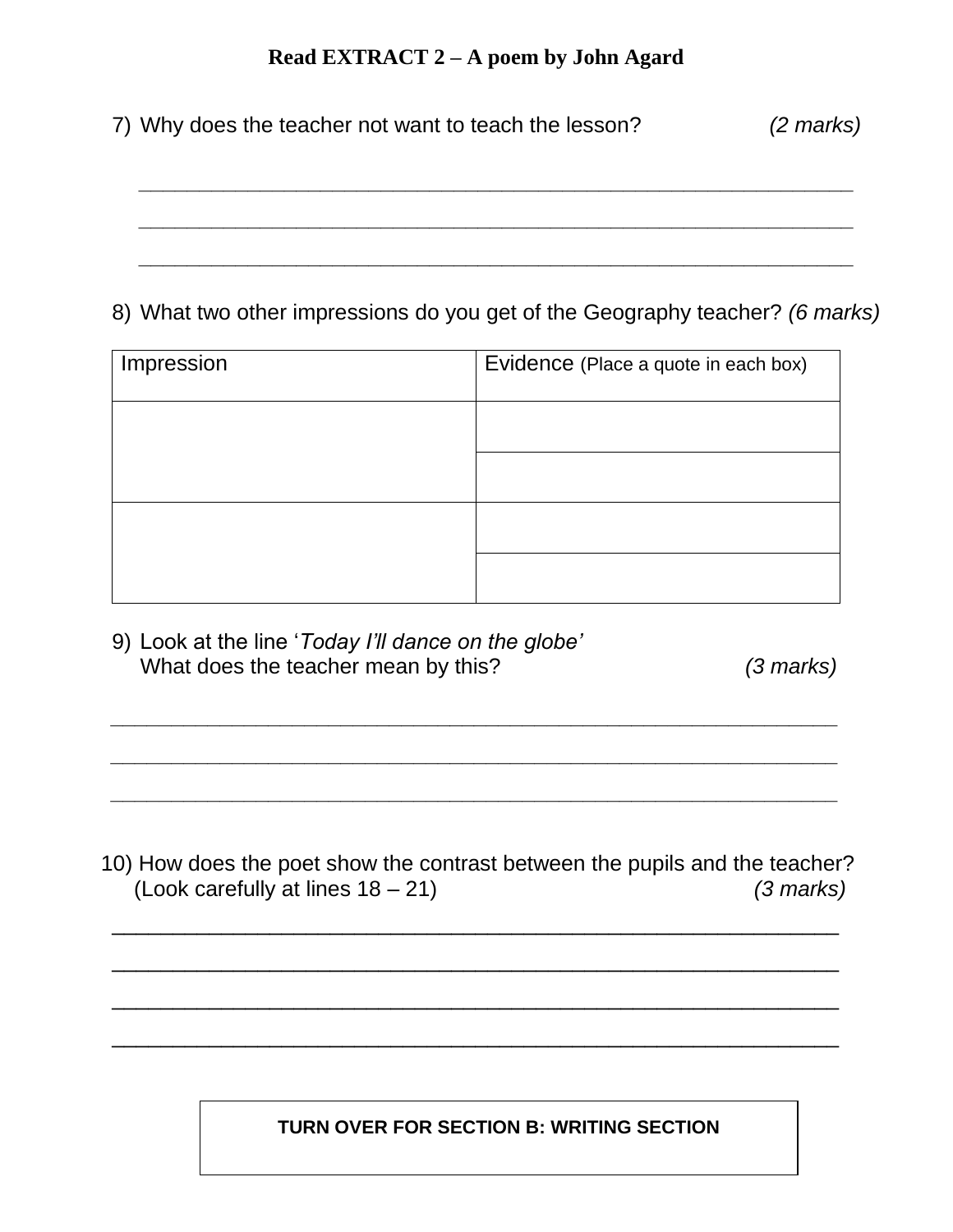**Read EXTRACT 2 – A poem by John Agard**

7) Why does the teacher not want to teach the lesson? *(2 marks)*

\_\_\_\_\_\_\_\_\_\_\_\_\_\_\_\_\_\_\_\_\_\_\_\_\_\_\_\_\_\_\_\_\_\_\_\_\_\_\_\_\_\_\_\_\_\_\_\_\_\_\_\_\_\_\_\_\_\_\_\_

\_\_\_\_\_\_\_\_\_\_\_\_\_\_\_\_\_\_\_\_\_\_\_\_\_\_\_\_\_\_\_\_\_\_\_\_\_\_\_\_\_\_\_\_\_\_\_\_\_\_\_\_\_\_\_\_\_\_\_\_

\_\_\_\_\_\_\_\_\_\_\_\_\_\_\_\_\_\_\_\_\_\_\_\_\_\_\_\_\_\_\_\_\_\_\_\_\_\_\_\_\_\_\_\_\_\_\_\_\_\_\_\_\_\_\_\_\_\_\_\_

8) What two other impressions do you get of the Geography teacher? *(6 marks)*

| Impression | Evidence (Place a quote in each box) |
|---|---|
| | |
| | |
| | |
| | |

9) Look at the line '*Today I'll dance on the globe'*
What does the teacher mean by this? *(3 marks)*

\_\_\_\_\_\_\_\_\_\_\_\_\_\_\_\_\_\_\_\_\_\_\_\_\_\_\_\_\_\_\_\_\_\_\_\_\_\_\_\_\_\_\_\_\_\_\_\_\_\_\_\_\_\_\_\_\_\_\_\_

\_\_\_\_\_\_\_\_\_\_\_\_\_\_\_\_\_\_\_\_\_\_\_\_\_\_\_\_\_\_\_\_\_\_\_\_\_\_\_\_\_\_\_\_\_\_\_\_\_\_\_\_\_\_\_\_\_\_\_\_

\_\_\_\_\_\_\_\_\_\_\_\_\_\_\_\_\_\_\_\_\_\_\_\_\_\_\_\_\_\_\_\_\_\_\_\_\_\_\_\_\_\_\_\_\_\_\_\_\_\_\_\_\_\_\_\_\_\_\_\_

10) How does the poet show the contrast between the pupils and the teacher?
(Look carefully at lines 18 – 21) *(3 marks)*

\_\_\_\_\_\_\_\_\_\_\_\_\_\_\_\_\_\_\_\_\_\_\_\_\_\_\_\_\_\_\_\_\_\_\_\_\_\_\_\_\_\_\_\_\_\_\_\_\_\_\_\_\_\_\_\_\_\_\_\_

\_\_\_\_\_\_\_\_\_\_\_\_\_\_\_\_\_\_\_\_\_\_\_\_\_\_\_\_\_\_\_\_\_\_\_\_\_\_\_\_\_\_\_\_\_\_\_\_\_\_\_\_\_\_\_\_\_\_\_\_

\_\_\_\_\_\_\_\_\_\_\_\_\_\_\_\_\_\_\_\_\_\_\_\_\_\_\_\_\_\_\_\_\_\_\_\_\_\_\_\_\_\_\_\_\_\_\_\_\_\_\_\_\_\_\_\_\_\_\_\_

\_\_\_\_\_\_\_\_\_\_\_\_\_\_\_\_\_\_\_\_\_\_\_\_\_\_\_\_\_\_\_\_\_\_\_\_\_\_\_\_\_\_\_\_\_\_\_\_\_\_\_\_\_\_\_\_\_\_\_\_

**TURN OVER FOR SECTION B: WRITING SECTION**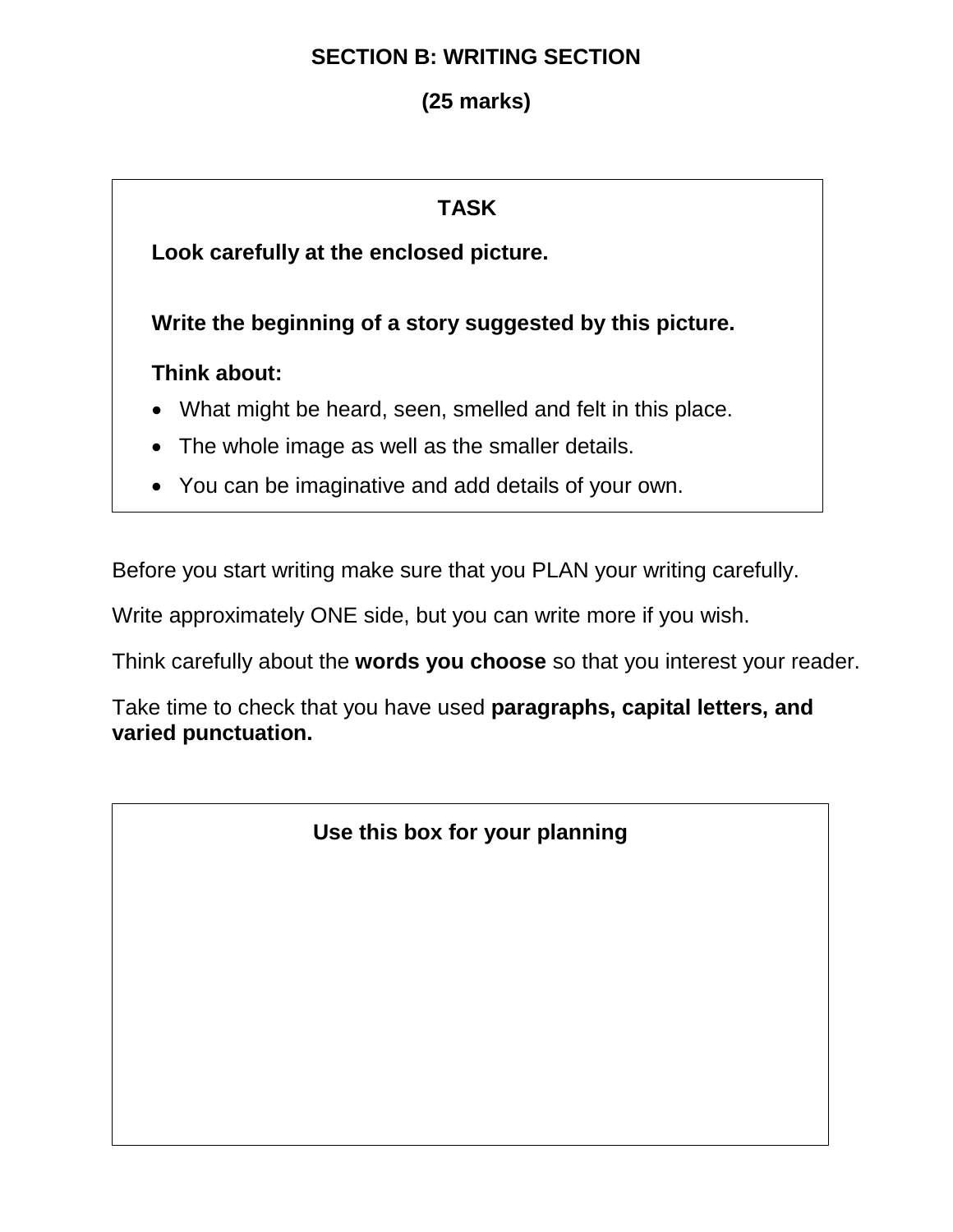## SECTION B: WRITING SECTION

**(25 marks)**

**TASK**

**Look carefully at the enclosed picture.**

**Write the beginning of a story suggested by this picture.**

**Think about:**

- What might be heard, seen, smelled and felt in this place.
- The whole image as well as the smaller details.
- You can be imaginative and add details of your own.

Before you start writing make sure that you PLAN your writing carefully.

Write approximately ONE side, but you can write more if you wish.

Think carefully about the **words you choose** so that you interest your reader.

Take time to check that you have used **paragraphs, capital letters, and varied punctuation.**

**Use this box for your planning**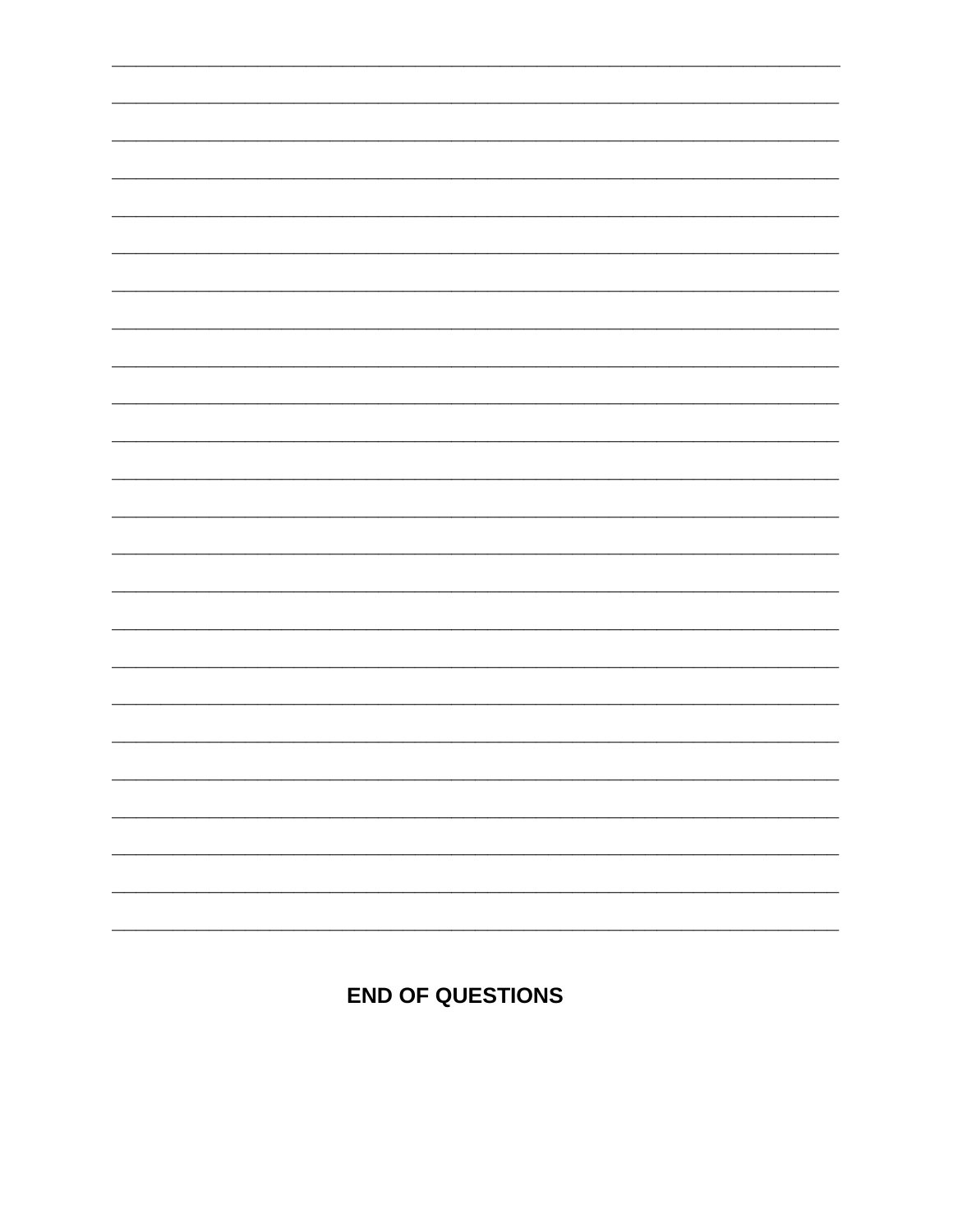**END OF QUESTIONS**